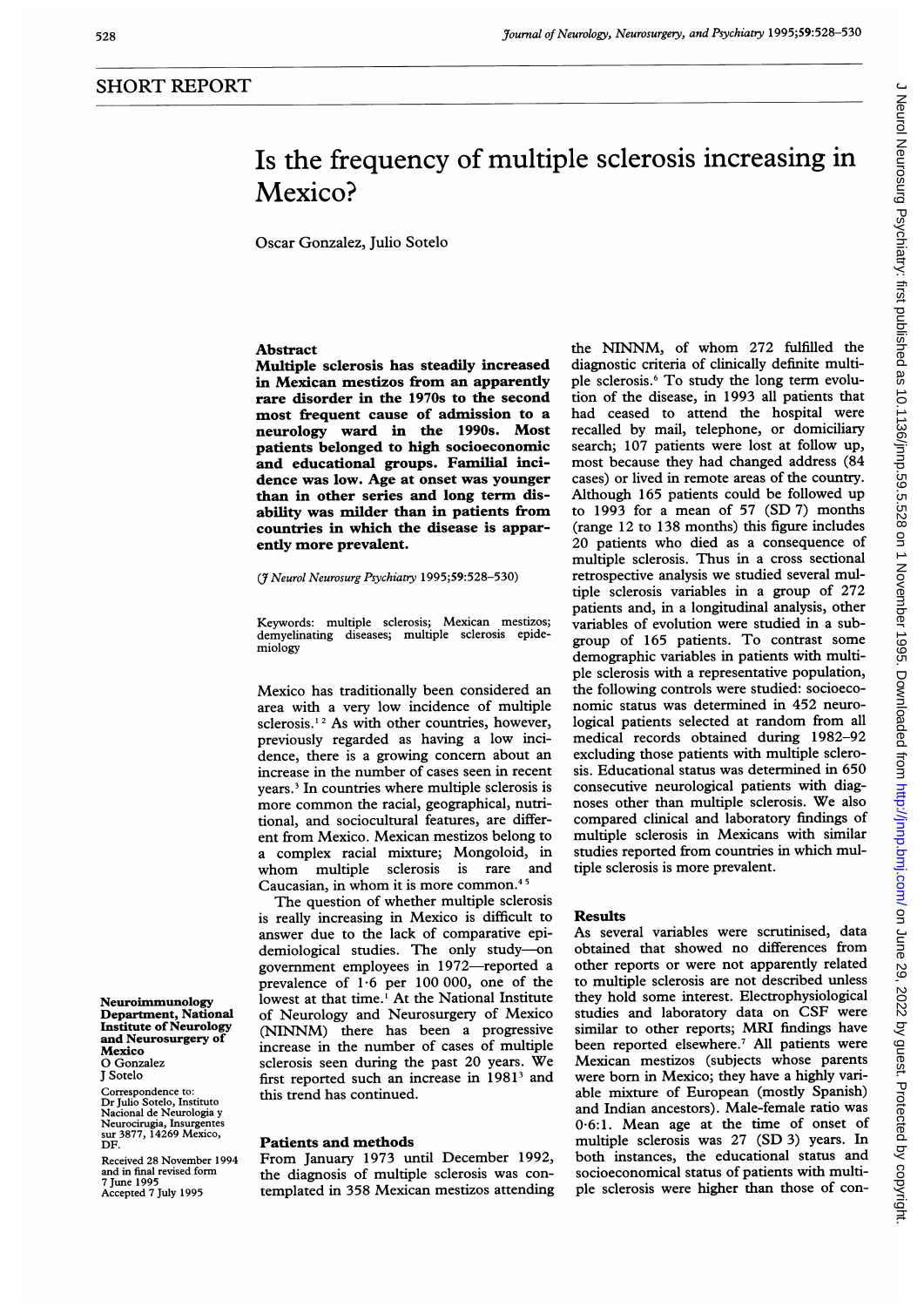## SHORT REPORT

# Is the frequency of multiple sclerosis increasing in Mexico?

Oscar Gonzalez, Julio Sotelo

### Abstract

**Multiple sclerosis has steadily increased in Mexican mestizos from an apparently rare disorder in the 1970s to the second most frequent cause of admission to a neurology ward in the 1990s. Most patients belonged to high socioeconomic and educational groups. Familial incidence was low. Age at onset was younger than in other series and long term disability was milder than in patients from countries in which the disease is apparently more prevalent.**

(*J Neurol Neurosurg Psychiatry* 1995;59:528–530)

Keywords: multiple sclerosis; Mexican mestizos; demyelinating diseases; multiple sclerosis epidemiology

Mexico has traditionally been considered an area with a very low incidence of multiple sclerosis.[1,2] As with other countries, however, previously regarded as having a low incidence, there is a growing concern about an increase in the number of cases seen in recent years.[3] In countries where multiple sclerosis is more common the racial, geographical, nutritional, and sociocultural features, are different from Mexico. Mexican mestizos belong to a complex racial mixture; Mongoloid, in whom multiple sclerosis is rare and Caucasian, in whom it is more common.[4,5]

The question of whether multiple sclerosis is really increasing in Mexico is difficult to answer due to the lack of comparative epidemiological studies. The only study—on government employees in 1972—reported a prevalence of 1·6 per 100 000, one of the lowest at that time.[1] At the National Institute of Neurology and Neurosurgery of Mexico (NINNM) there has been a progressive increase in the number of cases of multiple sclerosis seen during the past 20 years. We first reported such an increase in 1981[3] and this trend has continued.

Neuroimmunology Department, National Institute of Neurology and Neurosurgery of Mexico
O Gonzalez
J Sotelo

Correspondence to: Dr Julio Sotelo, Instituto Nacional de Neurologia y Neurocirugia, Insurgentes sur 3877, 14269 Mexico, DF.

Received 28 November 1994 and in final revised form 7 June 1995
Accepted 7 July 1995

## Patients and methods

From January 1973 until December 1992, the diagnosis of multiple sclerosis was contemplated in 358 Mexican mestizos attending the NINNM, of whom 272 fulfilled the diagnostic criteria of clinically definite multiple sclerosis.[6] To study the long term evolution of the disease, in 1993 all patients that had ceased to attend the hospital were recalled by mail, telephone, or domiciliary search; 107 patients were lost at follow up, most because they had changed address (84 cases) or lived in remote areas of the country. Although 165 patients could be followed up to 1993 for a mean of 57 (SD 7) months (range 12 to 138 months) this figure includes 20 patients who died as a consequence of multiple sclerosis. Thus in a cross sectional retrospective analysis we studied several multiple sclerosis variables in a group of 272 patients and, in a longitudinal analysis, other variables of evolution were studied in a subgroup of 165 patients. To contrast some demographic variables in patients with multiple sclerosis with a representative population, the following controls were studied: socioeconomic status was determined in 452 neurological patients selected at random from all medical records obtained during 1982–92 excluding those patients with multiple sclerosis. Educational status was determined in 650 consecutive neurological patients with diagnoses other than multiple sclerosis. We also compared clinical and laboratory findings of multiple sclerosis in Mexicans with similar studies reported from countries in which multiple sclerosis is more prevalent.

## Results

As several variables were scrutinised, data obtained that showed no differences from other reports or were not apparently related to multiple sclerosis are not described unless they hold some interest. Electrophysiological studies and laboratory data on CSF were similar to other reports; MRI findings have been reported elsewhere.[7] All patients were Mexican mestizos (subjects whose parents were born in Mexico; they have a highly variable mixture of European (mostly Spanish) and Indian ancestors). Male-female ratio was 0·6:1. Mean age at the time of onset of multiple sclerosis was 27 (SD 3) years. In both instances, the educational status and socioeconomical status of patients with multiple sclerosis were higher than those of con-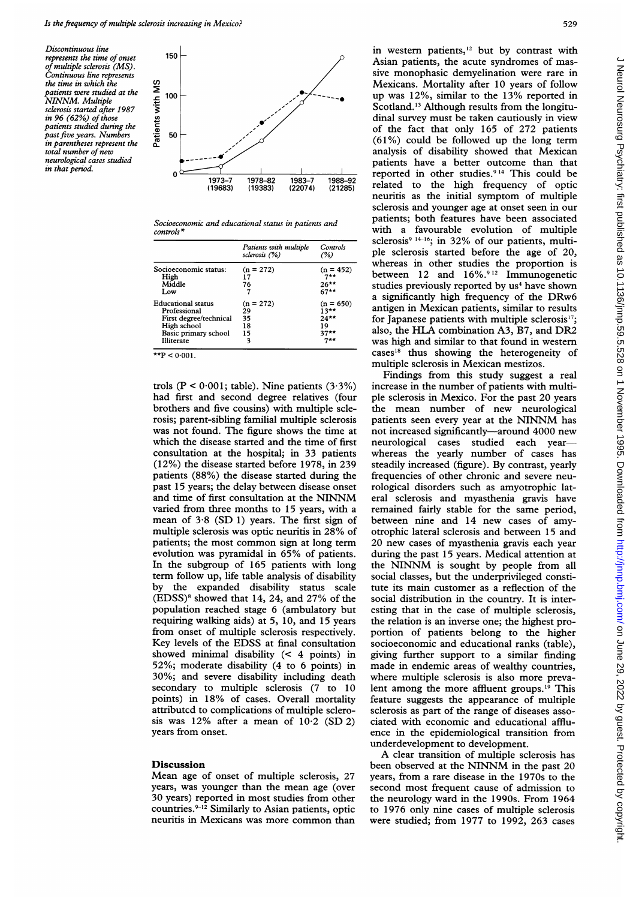Discontinuous line represents the time of onset of multiple sclerosis (MS). Continuous line represents the time in which the patients were studied at the NINNM. Multiple sclerosis started after 1987 in 96 (62%) of those patients studied during the past five years. Numbers in parentheses represent the total number of new neurological cases studied in that period.

*Socioeconomic and educational status in patients and controls**

| | Patients with multiple sclerosis (%) | Controls (%) |
|---|---|---|
| Socioeconomic status: | (n = 272) | (n = 452) |
| High | 17 | 7** |
| Middle | 76 | 26** |
| Low | 7 | 67** |
| Educational status | (n = 272) | (n = 650) |
| Professional | 29 | 13** |
| First degree/technical | 35 | 24** |
| High school | 18 | 19 |
| Basic primary school | 15 | 37** |
| Illiterate | 3 | 7** |

**P < 0·001.

trols (P < 0·001; table). Nine patients (3·3%) had first and second degree relatives (four brothers and five cousins) with multiple sclerosis; parent-sibling familial multiple sclerosis was not found. The figure shows the time at which the disease started and the time of first consultation at the hospital; in 33 patients (12%) the disease started before 1978, in 239 patients (88%) the disease started during the past 15 years; the delay between disease onset and time of first consultation at the NINNM varied from three months to 15 years, with a mean of 3·8 (SD 1) years. The first sign of multiple sclerosis was optic neuritis in 28% of patients; the most common sign at long term evolution was pyramidal in 65% of patients. In the subgroup of 165 patients with long term follow up, life table analysis of disability by the expanded disability status scale (EDSS)[8] showed that 14, 24, and 27% of the population reached stage 6 (ambulatory but requiring walking aids) at 5, 10, and 15 years from onset of multiple sclerosis respectively. Key levels of the EDSS at final consultation showed minimal disability (< 4 points) in 52%; moderate disability (4 to 6 points) in 30%; and severe disability including death secondary to multiple sclerosis (7 to 10 points) in 18% of cases. Overall mortality attributed to complications of multiple sclerosis was 12% after a mean of 10·2 (SD 2) years from onset.

## Discussion

Mean age of onset of multiple sclerosis, 27 years, was younger than the mean age (over 30 years) reported in most studies from other countries.[9-12] Similarly to Asian patients, optic neuritis in Mexicans was more common than in western patients,[12] but by contrast with Asian patients, the acute syndromes of massive monophasic demyelination were rare in Mexicans. Mortality after 10 years of follow up was 12%, similar to the 13% reported in Scotland.[13] Although results from the longitudinal survey must be taken cautiously in view of the fact that only 165 of 272 patients (61%) could be followed up the long term analysis of disability showed that Mexican patients have a better outcome than that reported in other studies.[9 14] This could be related to the high frequency of optic neuritis as the initial symptom of multiple sclerosis and younger age at onset seen in our patients; both features have been associated with a favourable evolution of multiple sclerosis[9 14-16]; in 32% of our patients, multiple sclerosis started before the age of 20, whereas in other studies the proportion is between 12 and 16%.[9 12] Immunogenetic studies previously reported by us[4] have shown a significantly high frequency of the DRw6 antigen in Mexican patients, similar to results for Japanese patients with multiple sclerosis[17]; also, the HLA combination A3, B7, and DR2 was high and similar to that found in western cases[18] thus showing the heterogeneity of multiple sclerosis in Mexican mestizos.

Findings from this study suggest a real increase in the number of patients with multiple sclerosis in Mexico. For the past 20 years the mean number of new neurological patients seen every year at the NINNM has not increased significantly—around 4000 new neurological cases studied each year—whereas the yearly number of cases has steadily increased (figure). By contrast, yearly frequencies of other chronic and severe neurological disorders such as amyotrophic lateral sclerosis and myasthenia gravis have remained fairly stable for the same period, between nine and 14 new cases of amyotrophic lateral sclerosis and between 15 and 20 new cases of myasthenia gravis each year during the past 15 years. Medical attention at the NINNM is sought by people from all social classes, but the underprivileged constitute its main customer as a reflection of the social distribution in the country. It is interesting that in the case of multiple sclerosis, the relation is an inverse one; the highest proportion of patients belong to the higher socioeconomic and educational ranks (table), giving further support to a similar finding made in endemic areas of wealthy countries, where multiple sclerosis is also more prevalent among the more affluent groups.[19] This feature suggests the appearance of multiple sclerosis as part of the range of diseases associated with economic and educational affluence in the epidemiological transition from underdevelopment to development.

A clear transition of multiple sclerosis has been observed at the NINNM in the past 20 years, from a rare disease in the 1970s to the second most frequent cause of admission to the neurology ward in the 1990s. From 1964 to 1976 only nine cases of multiple sclerosis were studied; from 1977 to 1992, 263 cases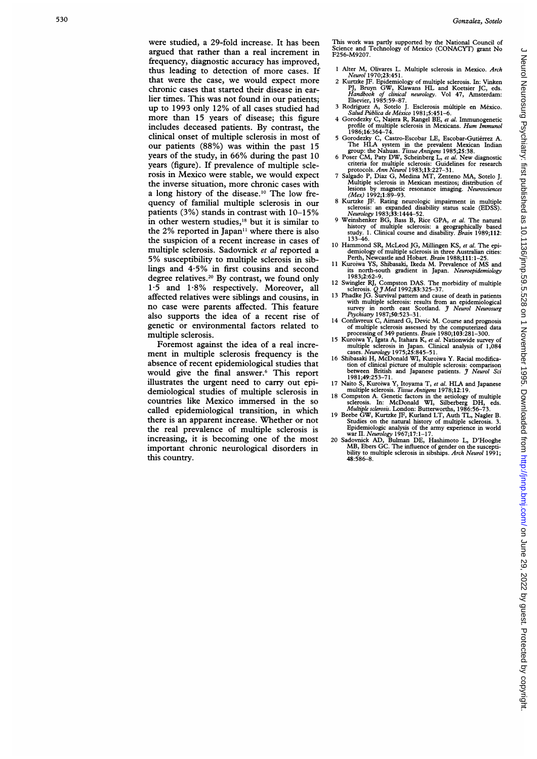were studied, a 29-fold increase. It has been argued that rather than a real increment in frequency, diagnostic accuracy has improved, thus leading to detection of more cases. If that were the case, we would expect more chronic cases that started their disease in earlier times. This was not found in our patients; up to 1993 only 12% of all cases studied had more than 15 years of disease; this figure includes deceased patients. By contrast, the clinical onset of multiple sclerosis in most of our patients (88%) was within the past 15 years of the study, in 66% during the past 10 years (figure). If prevalence of multiple sclerosis in Mexico were stable, we would expect the inverse situation, more chronic cases with a long history of the disease.[10] The low frequency of familial multiple sclerosis in our patients (3%) stands in contrast with 10–15% in other western studies,[18] but it is similar to the 2% reported in Japan[11] where there is also the suspicion of a recent increase in cases of multiple sclerosis. Sadovnick *et al* reported a 5% susceptibility to multiple sclerosis in siblings and 4·5% in first cousins and second degree relatives.[20] By contrast, we found only 1·5 and 1·8% respectively. Moreover, all affected relatives were siblings and cousins, in no case were parents affected. This feature also supports the idea of a recent rise of genetic or environmental factors related to multiple sclerosis.

Foremost against the idea of a real increment in multiple sclerosis frequency is the absence of recent epidemiological studies that would give the final answer.[6] This report illustrates the urgent need to carry out epidemiological studies of multiple sclerosis in countries like Mexico immersed in the so called epidemiological transition, in which there is an apparent increase. Whether or not the real prevalence of multiple sclerosis is increasing, it is becoming one of the most important chronic neurological disorders in this country.

This work was partly supported by the National Council of Science and Technology of Mexico (CONACYT) grant No F256-M9207.

1. Alter M, Olivares L. Multiple sclerosis in Mexico. *Arch Neurol* 1970;**23**:451.
2. Kurtzke JF. Epidemiology of multiple sclerosis. In: Vinken PJ, Bruyn GW, Klawans HL and Koetsier JC, eds. *Handbook of clinical neurology*. Vol 47, Amsterdam: Elsevier, 1985:59–87.
3. Rodriguez A, Sotelo J. Esclerosis múltiple en México. *Salud Pública de México* 1981;**5**:451–6.
4. Gorodezky C, Najera R, Rangel BE, *et al*. Immunogenetic profile of multiple sclerosis in Mexicans. *Hum Immunol* 1986;**16**:364–74.
5. Gorodezky C, Castro-Escobar LE, Escobar-Gutiérrez A. The HLA system in the prevalent Mexican Indian group: the Nahuas. *Tissue Antigens* 1985;**25**:38.
6. Poser CM, Paty DW, Scheinberg L, *et al*. New diagnostic criteria for multiple sclerosis: Guidelines for research protocols. *Ann Neurol* 1983;**13**:227–31.
7. Salgado P, Díaz G, Medina MT, Zenteno MA, Sotelo J. Multiple sclerosis in Mexican mestizos; distribution of lesions by magnetic resonance imaging. *Neurosciences (Mex)* 1992;**1**:89–93.
8. Kurtzke JF. Rating neurologic impairment in multiple sclerosis: an expanded disability status scale (EDSS). *Neurology* 1983;**33**:1444–52.
9. Weinshenker BG, Bass B, Rice GPA, *et al*. The natural history of multiple sclerosis: a geographically based study. 1. Clinical course and disability. *Brain* 1989;**112**: 133–46.
10. Hammond SR, McLeod JG, Millingen KS, *et al*. The epidemiology of multiple sclerosis in three Australian cities: Perth, Newcastle and Hobart. *Brain* 1988;**111**:1–25.
11. Kuroiwa YS, Shibasaki, Ikeda M. Prevalence of MS and its north-south gradient in Japan. *Neuroepidemiology* 1983;**2**:62–9.
12. Swingler RJ, Compston DAS. The morbidity of multiple sclerosis. *Q J Med* 1992;**83**:325–37.
13. Phadke JG. Survival pattern and cause of death in patients with multiple sclerosis: results from an epidemiological survey in north east Scotland. *J Neurol Neurosurg Psychiatry* 1987;**50**:523–31.
14. Confavreux C, Aimard G, Devic M. Course and prognosis of multiple sclerosis assessed by the computerized data processing of 349 patients. *Brain* 1980;**103**:281–300.
15. Kuroiwa Y, Igata A, Itahara K, *et al*. Nationwide survey of multiple sclerosis in Japan. Clinical analysis of 1,084 cases. *Neurology* 1975;**25**:845–51.
16. Shibasaki H, McDonald WI, Kuroiwa Y. Racial modification of clinical picture of multiple sclerosis: comparison between British and Japanese patients. *J Neurol Sci* 1981;**49**:253–71.
17. Naito S, Kuroiwa Y, Itoyama T, *et al*. HLA and Japanese multiple sclerosis. *Tissue Antigens* 1978;**12**:19.
18. Compston A. Genetic factors in the aetiology of multiple sclerosis. In: McDonald WI, Silberberg DH, eds. *Multiple sclerosis*. London: Butterworths, 1986:56–73.
19. Beebe GW, Kurtzke JF, Kurland LT, Auth TL, Nagler B. Studies on the natural history of multiple sclerosis. 3. Epidemiologic analysis of the army experience in world war II. *Neurology* 1967;**17**:1–17.
20. Sadovnick AD, Bulman DE, Hashimoto L, D'Hooghe MB, Ebers GC. The influence of gender on the susceptibility to multiple sclerosis in sibships. *Arch Neurol* 1991; **48**:586–8.